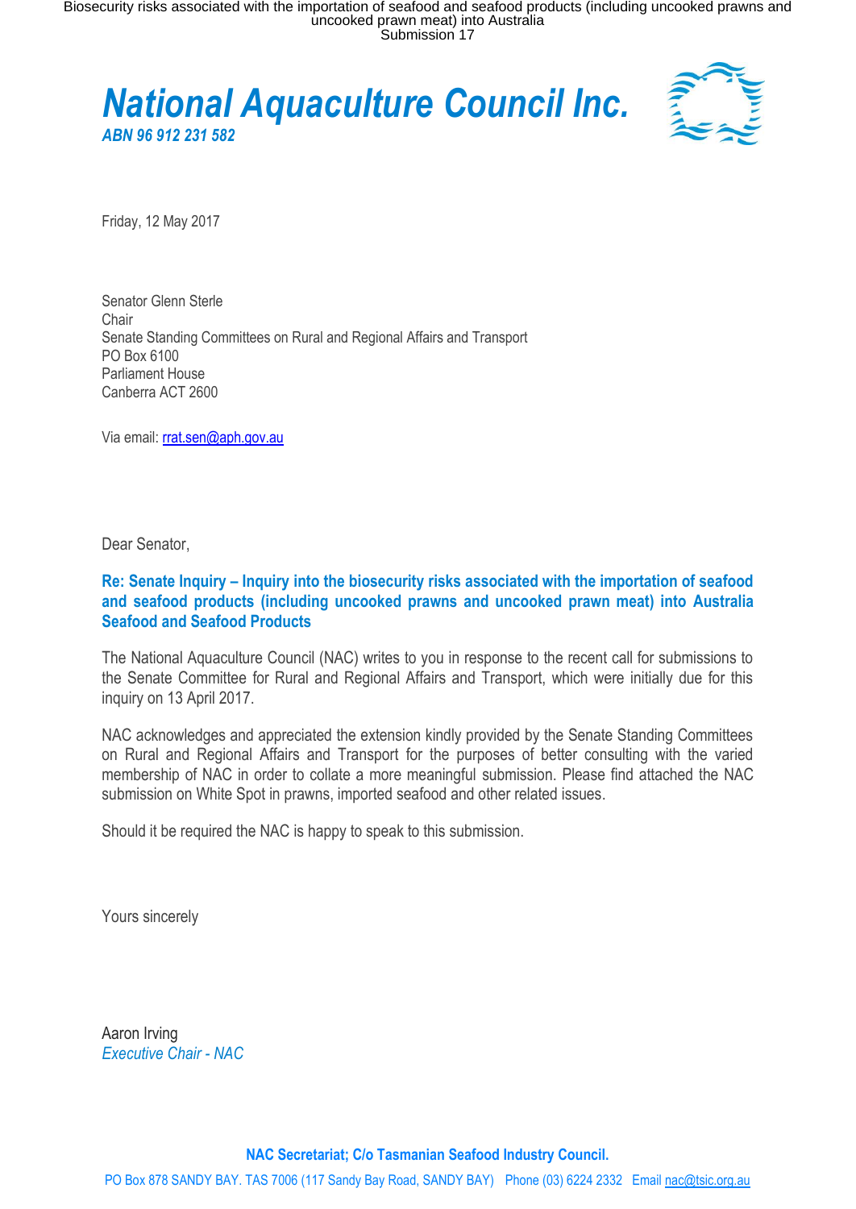# National Aquaculture Council Inc.

*ABN 96 912 231 582*

Friday, 12 May 2017

Senator Glenn Sterle
Chair
Senate Standing Committees on Rural and Regional Affairs and Transport
PO Box 6100
Parliament House
Canberra ACT 2600

Via email: rrat.sen@aph.gov.au

Dear Senator,

**Re: Senate Inquiry – Inquiry into the biosecurity risks associated with the importation of seafood and seafood products (including uncooked prawns and uncooked prawn meat) into Australia Seafood and Seafood Products**

The National Aquaculture Council (NAC) writes to you in response to the recent call for submissions to the Senate Committee for Rural and Regional Affairs and Transport, which were initially due for this inquiry on 13 April 2017.

NAC acknowledges and appreciated the extension kindly provided by the Senate Standing Committees on Rural and Regional Affairs and Transport for the purposes of better consulting with the varied membership of NAC in order to collate a more meaningful submission. Please find attached the NAC submission on White Spot in prawns, imported seafood and other related issues.

Should it be required the NAC is happy to speak to this submission.

Yours sincerely

Aaron Irving
*Executive Chair - NAC*

**NAC Secretariat; C/o Tasmanian Seafood Industry Council.**

PO Box 878 SANDY BAY. TAS 7006 (117 Sandy Bay Road, SANDY BAY) Phone (03) 6224 2332 Email nac@tsic.org.au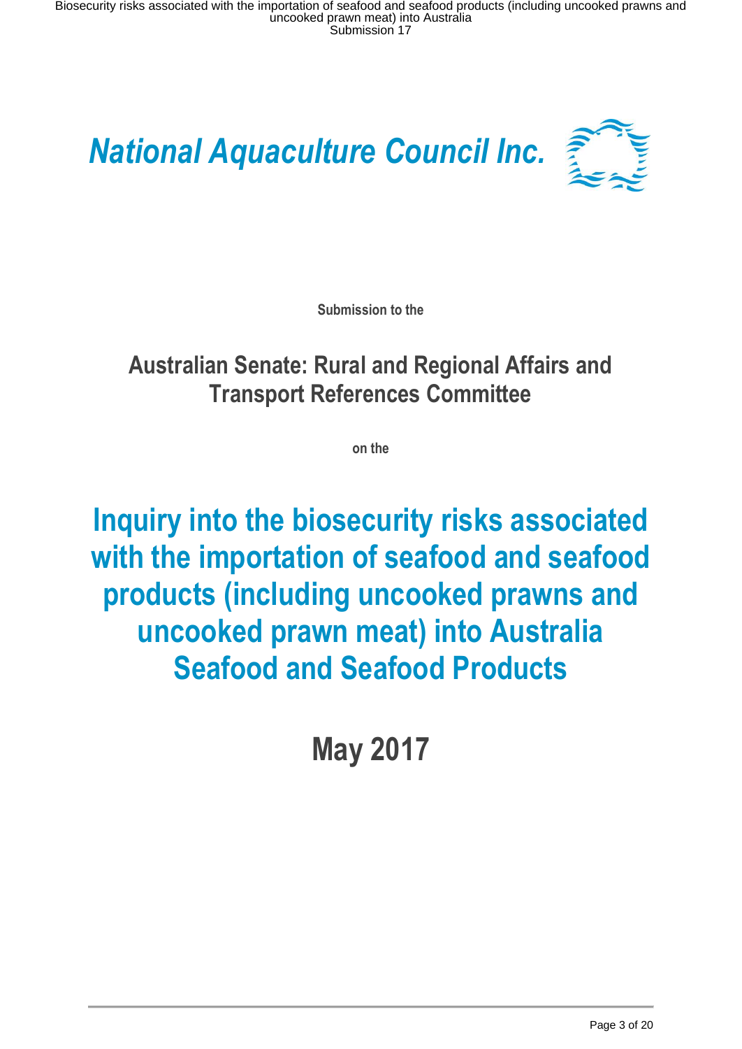# *National Aquaculture Council Inc.*

**Submission to the**

## Australian Senate: Rural and Regional Affairs and Transport References Committee

**on the**

# Inquiry into the biosecurity risks associated with the importation of seafood and seafood products (including uncooked prawns and uncooked prawn meat) into Australia Seafood and Seafood Products

## May 2017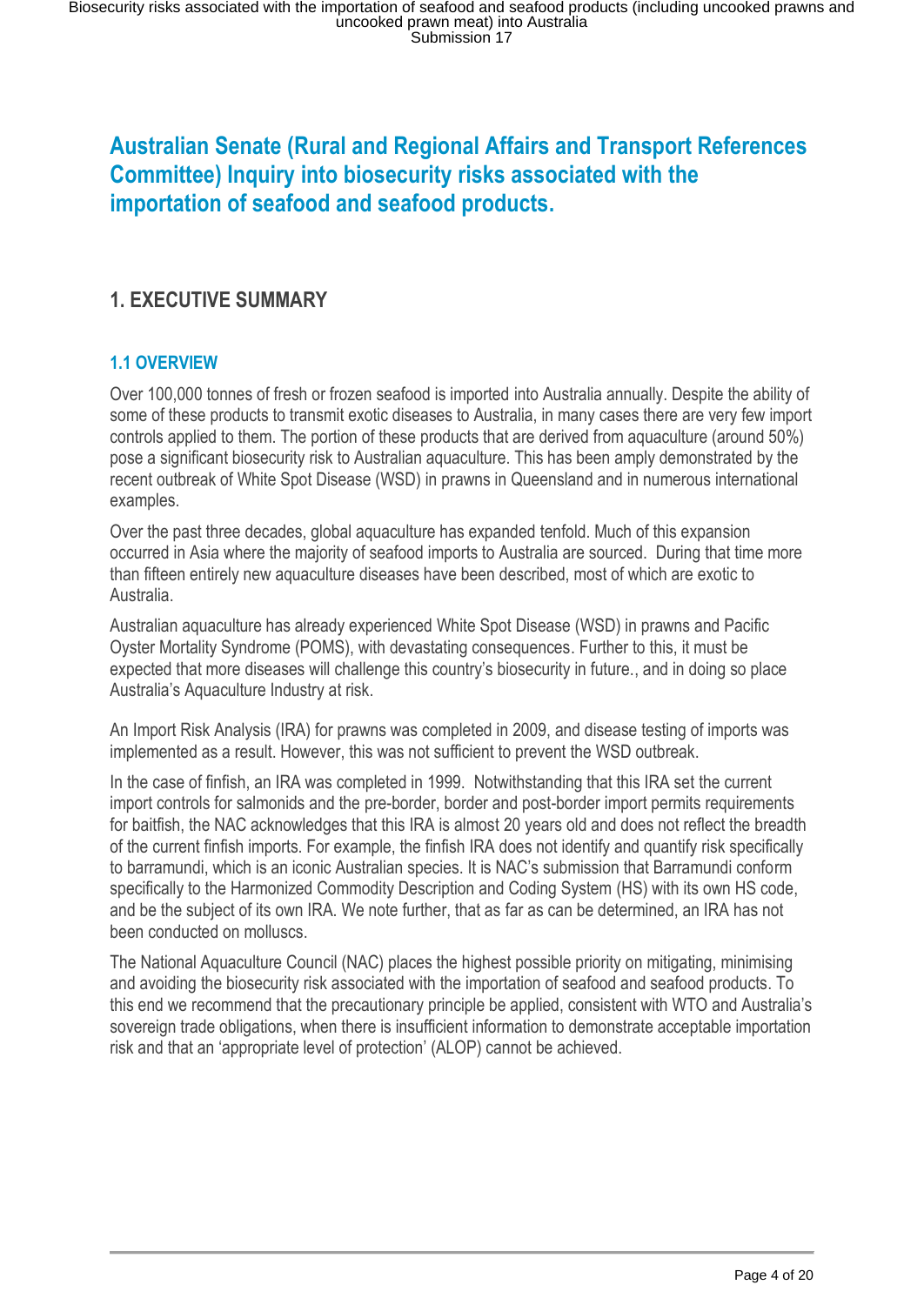# Australian Senate (Rural and Regional Affairs and Transport References Committee) Inquiry into biosecurity risks associated with the importation of seafood and seafood products.

## 1. EXECUTIVE SUMMARY

### 1.1 OVERVIEW

Over 100,000 tonnes of fresh or frozen seafood is imported into Australia annually. Despite the ability of some of these products to transmit exotic diseases to Australia, in many cases there are very few import controls applied to them. The portion of these products that are derived from aquaculture (around 50%) pose a significant biosecurity risk to Australian aquaculture. This has been amply demonstrated by the recent outbreak of White Spot Disease (WSD) in prawns in Queensland and in numerous international examples.

Over the past three decades, global aquaculture has expanded tenfold. Much of this expansion occurred in Asia where the majority of seafood imports to Australia are sourced. During that time more than fifteen entirely new aquaculture diseases have been described, most of which are exotic to Australia.

Australian aquaculture has already experienced White Spot Disease (WSD) in prawns and Pacific Oyster Mortality Syndrome (POMS), with devastating consequences. Further to this, it must be expected that more diseases will challenge this country's biosecurity in future., and in doing so place Australia's Aquaculture Industry at risk.

An Import Risk Analysis (IRA) for prawns was completed in 2009, and disease testing of imports was implemented as a result. However, this was not sufficient to prevent the WSD outbreak.

In the case of finfish, an IRA was completed in 1999. Notwithstanding that this IRA set the current import controls for salmonids and the pre-border, border and post-border import permits requirements for baitfish, the NAC acknowledges that this IRA is almost 20 years old and does not reflect the breadth of the current finfish imports. For example, the finfish IRA does not identify and quantify risk specifically to barramundi, which is an iconic Australian species. It is NAC's submission that Barramundi conform specifically to the Harmonized Commodity Description and Coding System (HS) with its own HS code, and be the subject of its own IRA. We note further, that as far as can be determined, an IRA has not been conducted on molluscs.

The National Aquaculture Council (NAC) places the highest possible priority on mitigating, minimising and avoiding the biosecurity risk associated with the importation of seafood and seafood products. To this end we recommend that the precautionary principle be applied, consistent with WTO and Australia's sovereign trade obligations, when there is insufficient information to demonstrate acceptable importation risk and that an 'appropriate level of protection' (ALOP) cannot be achieved.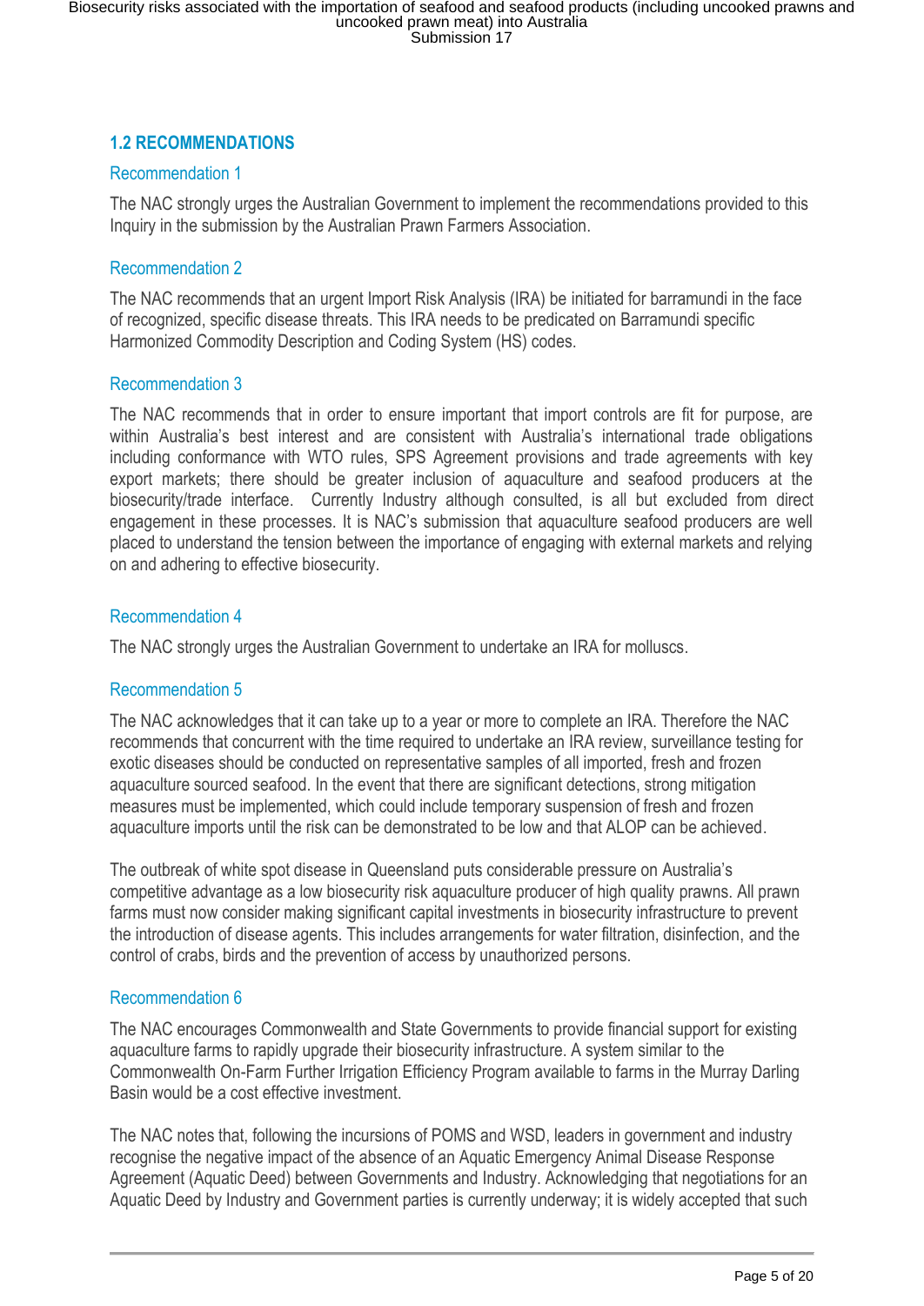## 1.2 RECOMMENDATIONS

### Recommendation 1

The NAC strongly urges the Australian Government to implement the recommendations provided to this Inquiry in the submission by the Australian Prawn Farmers Association.

### Recommendation 2

The NAC recommends that an urgent Import Risk Analysis (IRA) be initiated for barramundi in the face of recognized, specific disease threats. This IRA needs to be predicated on Barramundi specific Harmonized Commodity Description and Coding System (HS) codes.

### Recommendation 3

The NAC recommends that in order to ensure important that import controls are fit for purpose, are within Australia's best interest and are consistent with Australia's international trade obligations including conformance with WTO rules, SPS Agreement provisions and trade agreements with key export markets; there should be greater inclusion of aquaculture and seafood producers at the biosecurity/trade interface. Currently Industry although consulted, is all but excluded from direct engagement in these processes. It is NAC's submission that aquaculture seafood producers are well placed to understand the tension between the importance of engaging with external markets and relying on and adhering to effective biosecurity.

### Recommendation 4

The NAC strongly urges the Australian Government to undertake an IRA for molluscs.

### Recommendation 5

The NAC acknowledges that it can take up to a year or more to complete an IRA. Therefore the NAC recommends that concurrent with the time required to undertake an IRA review, surveillance testing for exotic diseases should be conducted on representative samples of all imported, fresh and frozen aquaculture sourced seafood. In the event that there are significant detections, strong mitigation measures must be implemented, which could include temporary suspension of fresh and frozen aquaculture imports until the risk can be demonstrated to be low and that ALOP can be achieved.

The outbreak of white spot disease in Queensland puts considerable pressure on Australia's competitive advantage as a low biosecurity risk aquaculture producer of high quality prawns. All prawn farms must now consider making significant capital investments in biosecurity infrastructure to prevent the introduction of disease agents. This includes arrangements for water filtration, disinfection, and the control of crabs, birds and the prevention of access by unauthorized persons.

### Recommendation 6

The NAC encourages Commonwealth and State Governments to provide financial support for existing aquaculture farms to rapidly upgrade their biosecurity infrastructure. A system similar to the Commonwealth On-Farm Further Irrigation Efficiency Program available to farms in the Murray Darling Basin would be a cost effective investment.

The NAC notes that, following the incursions of POMS and WSD, leaders in government and industry recognise the negative impact of the absence of an Aquatic Emergency Animal Disease Response Agreement (Aquatic Deed) between Governments and Industry. Acknowledging that negotiations for an Aquatic Deed by Industry and Government parties is currently underway; it is widely accepted that such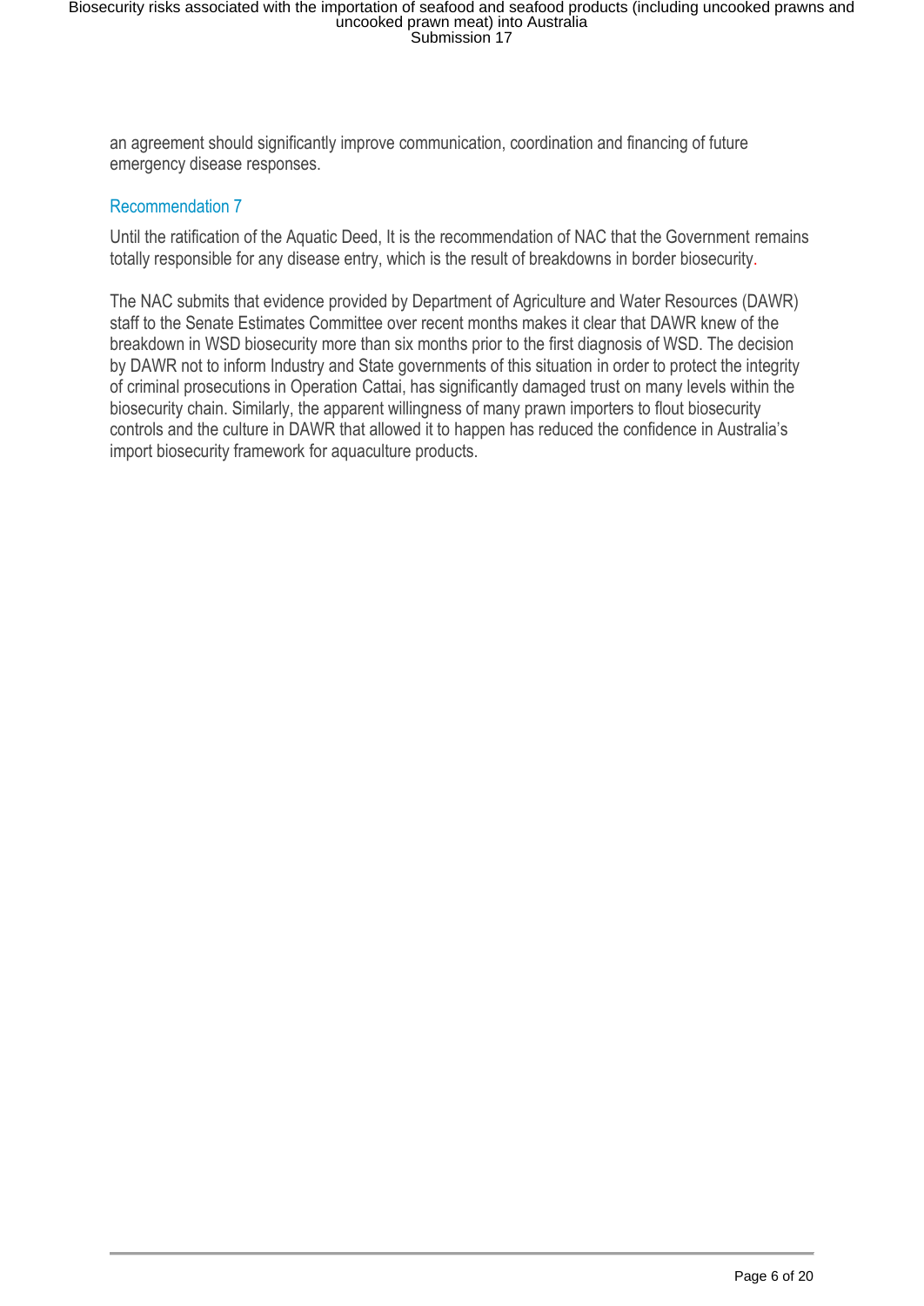an agreement should significantly improve communication, coordination and financing of future emergency disease responses.

### Recommendation 7

Until the ratification of the Aquatic Deed, It is the recommendation of NAC that the Government remains totally responsible for any disease entry, which is the result of breakdowns in border biosecurity.

The NAC submits that evidence provided by Department of Agriculture and Water Resources (DAWR) staff to the Senate Estimates Committee over recent months makes it clear that DAWR knew of the breakdown in WSD biosecurity more than six months prior to the first diagnosis of WSD. The decision by DAWR not to inform Industry and State governments of this situation in order to protect the integrity of criminal prosecutions in Operation Cattai, has significantly damaged trust on many levels within the biosecurity chain. Similarly, the apparent willingness of many prawn importers to flout biosecurity controls and the culture in DAWR that allowed it to happen has reduced the confidence in Australia's import biosecurity framework for aquaculture products.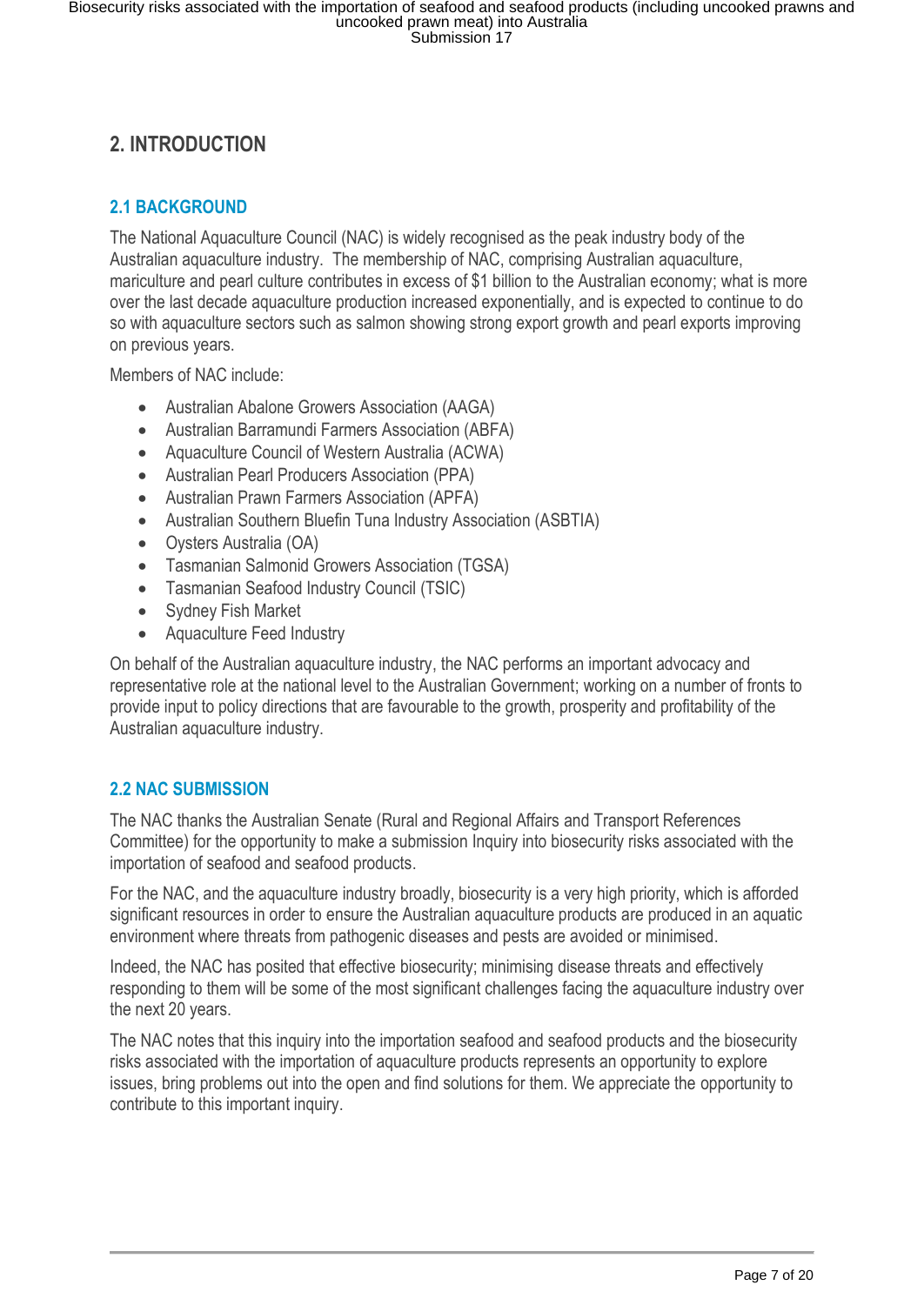## 2. INTRODUCTION

### 2.1 BACKGROUND

The National Aquaculture Council (NAC) is widely recognised as the peak industry body of the Australian aquaculture industry. The membership of NAC, comprising Australian aquaculture, mariculture and pearl culture contributes in excess of $1 billion to the Australian economy; what is more over the last decade aquaculture production increased exponentially, and is expected to continue to do so with aquaculture sectors such as salmon showing strong export growth and pearl exports improving on previous years.

Members of NAC include:

- Australian Abalone Growers Association (AAGA)
- Australian Barramundi Farmers Association (ABFA)
- Aquaculture Council of Western Australia (ACWA)
- Australian Pearl Producers Association (PPA)
- Australian Prawn Farmers Association (APFA)
- Australian Southern Bluefin Tuna Industry Association (ASBTIA)
- Oysters Australia (OA)
- Tasmanian Salmonid Growers Association (TGSA)
- Tasmanian Seafood Industry Council (TSIC)
- Sydney Fish Market
- Aquaculture Feed Industry

On behalf of the Australian aquaculture industry, the NAC performs an important advocacy and representative role at the national level to the Australian Government; working on a number of fronts to provide input to policy directions that are favourable to the growth, prosperity and profitability of the Australian aquaculture industry.

### 2.2 NAC SUBMISSION

The NAC thanks the Australian Senate (Rural and Regional Affairs and Transport References Committee) for the opportunity to make a submission Inquiry into biosecurity risks associated with the importation of seafood and seafood products.

For the NAC, and the aquaculture industry broadly, biosecurity is a very high priority, which is afforded significant resources in order to ensure the Australian aquaculture products are produced in an aquatic environment where threats from pathogenic diseases and pests are avoided or minimised.

Indeed, the NAC has posited that effective biosecurity; minimising disease threats and effectively responding to them will be some of the most significant challenges facing the aquaculture industry over the next 20 years.

The NAC notes that this inquiry into the importation seafood and seafood products and the biosecurity risks associated with the importation of aquaculture products represents an opportunity to explore issues, bring problems out into the open and find solutions for them. We appreciate the opportunity to contribute to this important inquiry.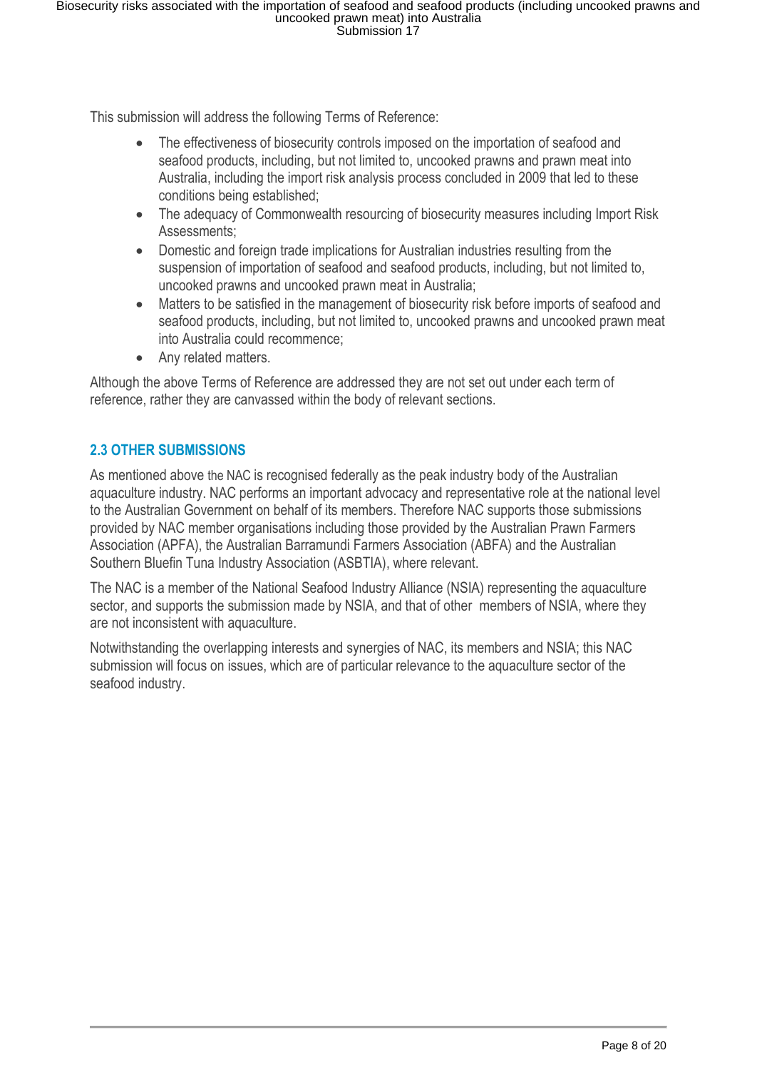This submission will address the following Terms of Reference:

- The effectiveness of biosecurity controls imposed on the importation of seafood and seafood products, including, but not limited to, uncooked prawns and prawn meat into Australia, including the import risk analysis process concluded in 2009 that led to these conditions being established;
- The adequacy of Commonwealth resourcing of biosecurity measures including Import Risk Assessments;
- Domestic and foreign trade implications for Australian industries resulting from the suspension of importation of seafood and seafood products, including, but not limited to, uncooked prawns and uncooked prawn meat in Australia;
- Matters to be satisfied in the management of biosecurity risk before imports of seafood and seafood products, including, but not limited to, uncooked prawns and uncooked prawn meat into Australia could recommence;
- Any related matters.

Although the above Terms of Reference are addressed they are not set out under each term of reference, rather they are canvassed within the body of relevant sections.

## 2.3 OTHER SUBMISSIONS

As mentioned above the NAC is recognised federally as the peak industry body of the Australian aquaculture industry. NAC performs an important advocacy and representative role at the national level to the Australian Government on behalf of its members. Therefore NAC supports those submissions provided by NAC member organisations including those provided by the Australian Prawn Farmers Association (APFA), the Australian Barramundi Farmers Association (ABFA) and the Australian Southern Bluefin Tuna Industry Association (ASBTIA), where relevant.

The NAC is a member of the National Seafood Industry Alliance (NSIA) representing the aquaculture sector, and supports the submission made by NSIA, and that of other members of NSIA, where they are not inconsistent with aquaculture.

Notwithstanding the overlapping interests and synergies of NAC, its members and NSIA; this NAC submission will focus on issues, which are of particular relevance to the aquaculture sector of the seafood industry.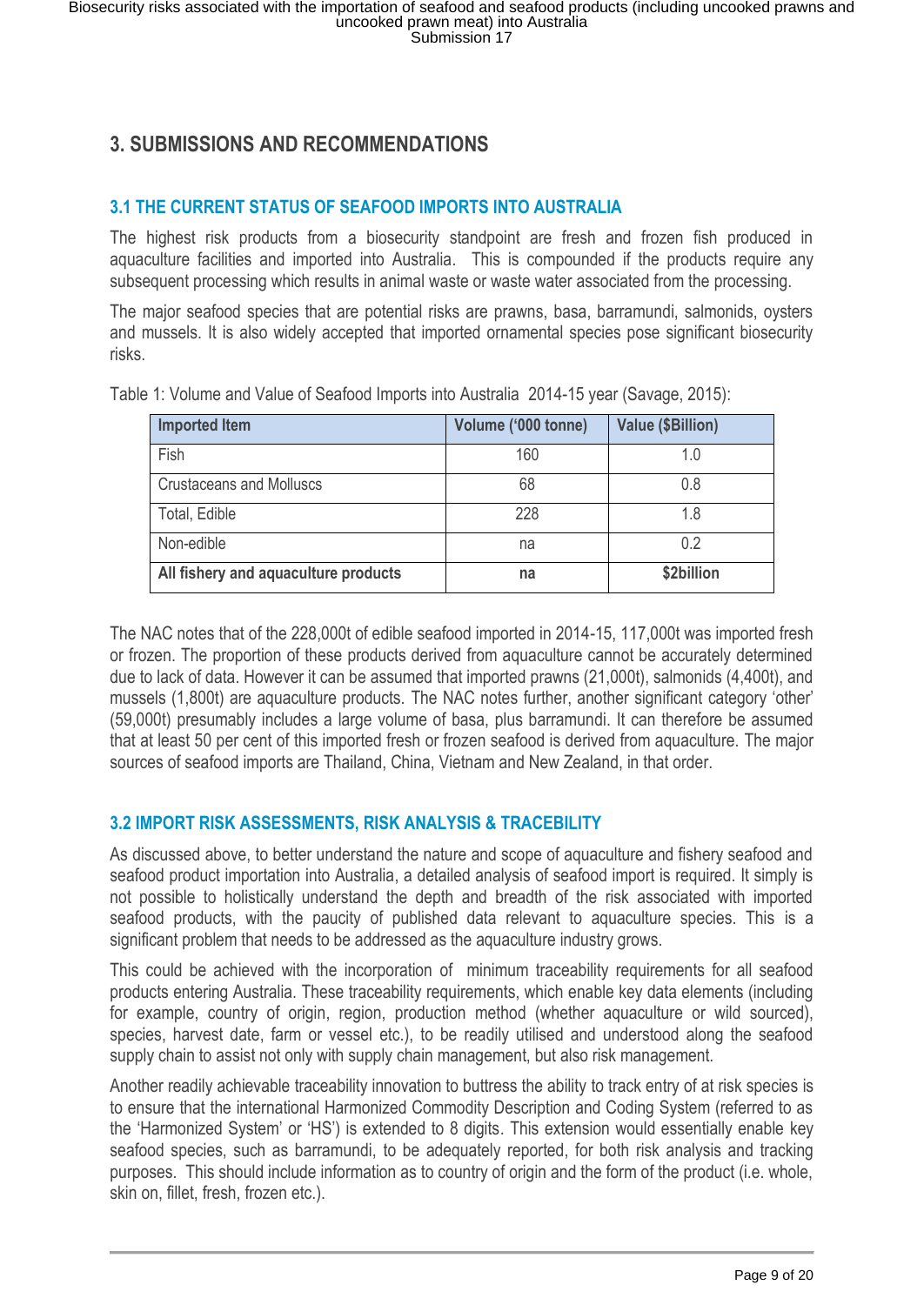## 3. SUBMISSIONS AND RECOMMENDATIONS

### 3.1 THE CURRENT STATUS OF SEAFOOD IMPORTS INTO AUSTRALIA

The highest risk products from a biosecurity standpoint are fresh and frozen fish produced in aquaculture facilities and imported into Australia. This is compounded if the products require any subsequent processing which results in animal waste or waste water associated from the processing.

The major seafood species that are potential risks are prawns, basa, barramundi, salmonids, oysters and mussels. It is also widely accepted that imported ornamental species pose significant biosecurity risks.

Table 1: Volume and Value of Seafood Imports into Australia 2014-15 year (Savage, 2015):

| Imported Item | Volume ('000 tonne) | Value ($Billion) |
|---|---|---|
| Fish | 160 | 1.0 |
| Crustaceans and Molluscs | 68 | 0.8 |
| Total, Edible | 228 | 1.8 |
| Non-edible | na | 0.2 |
| **All fishery and aquaculture products** | **na** | **$2billion** |

The NAC notes that of the 228,000t of edible seafood imported in 2014-15, 117,000t was imported fresh or frozen. The proportion of these products derived from aquaculture cannot be accurately determined due to lack of data. However it can be assumed that imported prawns (21,000t), salmonids (4,400t), and mussels (1,800t) are aquaculture products. The NAC notes further, another significant category 'other' (59,000t) presumably includes a large volume of basa, plus barramundi. It can therefore be assumed that at least 50 per cent of this imported fresh or frozen seafood is derived from aquaculture. The major sources of seafood imports are Thailand, China, Vietnam and New Zealand, in that order.

### 3.2 IMPORT RISK ASSESSMENTS, RISK ANALYSIS & TRACEBILITY

As discussed above, to better understand the nature and scope of aquaculture and fishery seafood and seafood product importation into Australia, a detailed analysis of seafood import is required. It simply is not possible to holistically understand the depth and breadth of the risk associated with imported seafood products, with the paucity of published data relevant to aquaculture species. This is a significant problem that needs to be addressed as the aquaculture industry grows.

This could be achieved with the incorporation of minimum traceability requirements for all seafood products entering Australia. These traceability requirements, which enable key data elements (including for example, country of origin, region, production method (whether aquaculture or wild sourced), species, harvest date, farm or vessel etc.), to be readily utilised and understood along the seafood supply chain to assist not only with supply chain management, but also risk management.

Another readily achievable traceability innovation to buttress the ability to track entry of at risk species is to ensure that the international Harmonized Commodity Description and Coding System (referred to as the 'Harmonized System' or 'HS') is extended to 8 digits. This extension would essentially enable key seafood species, such as barramundi, to be adequately reported, for both risk analysis and tracking purposes. This should include information as to country of origin and the form of the product (i.e. whole, skin on, fillet, fresh, frozen etc.).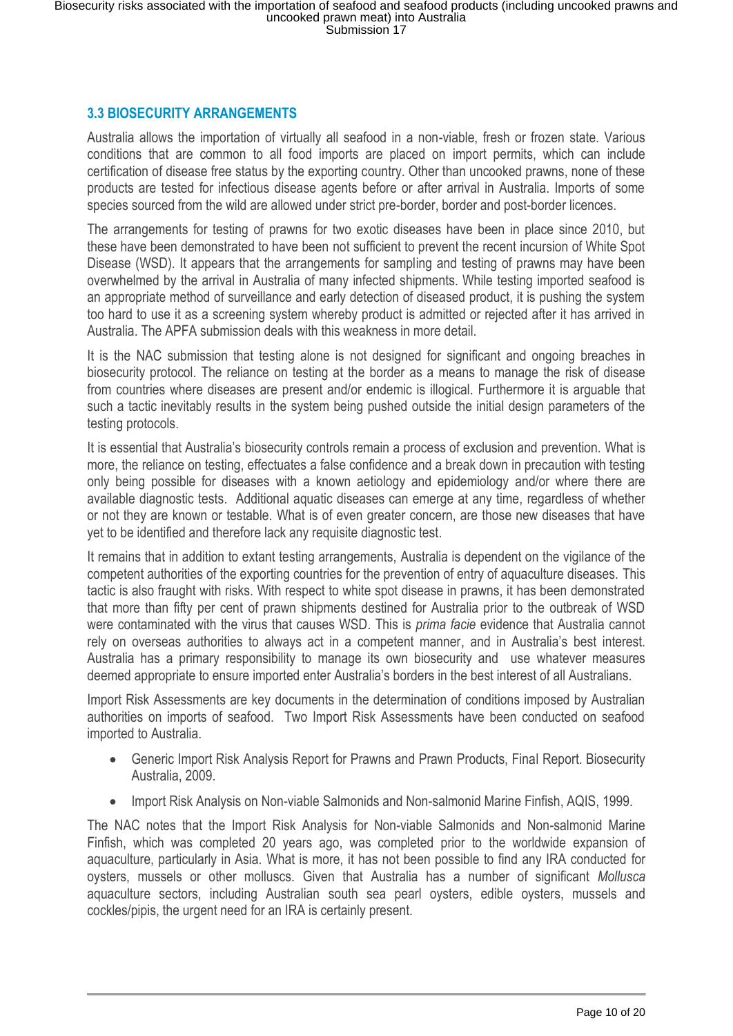### 3.3 BIOSECURITY ARRANGEMENTS

Australia allows the importation of virtually all seafood in a non-viable, fresh or frozen state. Various conditions that are common to all food imports are placed on import permits, which can include certification of disease free status by the exporting country. Other than uncooked prawns, none of these products are tested for infectious disease agents before or after arrival in Australia. Imports of some species sourced from the wild are allowed under strict pre-border, border and post-border licences.

The arrangements for testing of prawns for two exotic diseases have been in place since 2010, but these have been demonstrated to have been not sufficient to prevent the recent incursion of White Spot Disease (WSD). It appears that the arrangements for sampling and testing of prawns may have been overwhelmed by the arrival in Australia of many infected shipments. While testing imported seafood is an appropriate method of surveillance and early detection of diseased product, it is pushing the system too hard to use it as a screening system whereby product is admitted or rejected after it has arrived in Australia. The APFA submission deals with this weakness in more detail.

It is the NAC submission that testing alone is not designed for significant and ongoing breaches in biosecurity protocol. The reliance on testing at the border as a means to manage the risk of disease from countries where diseases are present and/or endemic is illogical. Furthermore it is arguable that such a tactic inevitably results in the system being pushed outside the initial design parameters of the testing protocols.

It is essential that Australia's biosecurity controls remain a process of exclusion and prevention. What is more, the reliance on testing, effectuates a false confidence and a break down in precaution with testing only being possible for diseases with a known aetiology and epidemiology and/or where there are available diagnostic tests. Additional aquatic diseases can emerge at any time, regardless of whether or not they are known or testable. What is of even greater concern, are those new diseases that have yet to be identified and therefore lack any requisite diagnostic test.

It remains that in addition to extant testing arrangements, Australia is dependent on the vigilance of the competent authorities of the exporting countries for the prevention of entry of aquaculture diseases. This tactic is also fraught with risks. With respect to white spot disease in prawns, it has been demonstrated that more than fifty per cent of prawn shipments destined for Australia prior to the outbreak of WSD were contaminated with the virus that causes WSD. This is *prima facie* evidence that Australia cannot rely on overseas authorities to always act in a competent manner, and in Australia's best interest. Australia has a primary responsibility to manage its own biosecurity and use whatever measures deemed appropriate to ensure imported enter Australia's borders in the best interest of all Australians.

Import Risk Assessments are key documents in the determination of conditions imposed by Australian authorities on imports of seafood. Two Import Risk Assessments have been conducted on seafood imported to Australia.

- Generic Import Risk Analysis Report for Prawns and Prawn Products, Final Report. Biosecurity Australia, 2009.
- Import Risk Analysis on Non-viable Salmonids and Non-salmonid Marine Finfish, AQIS, 1999.

The NAC notes that the Import Risk Analysis for Non-viable Salmonids and Non-salmonid Marine Finfish, which was completed 20 years ago, was completed prior to the worldwide expansion of aquaculture, particularly in Asia. What is more, it has not been possible to find any IRA conducted for oysters, mussels or other molluscs. Given that Australia has a number of significant *Mollusca* aquaculture sectors, including Australian south sea pearl oysters, edible oysters, mussels and cockles/pipis, the urgent need for an IRA is certainly present.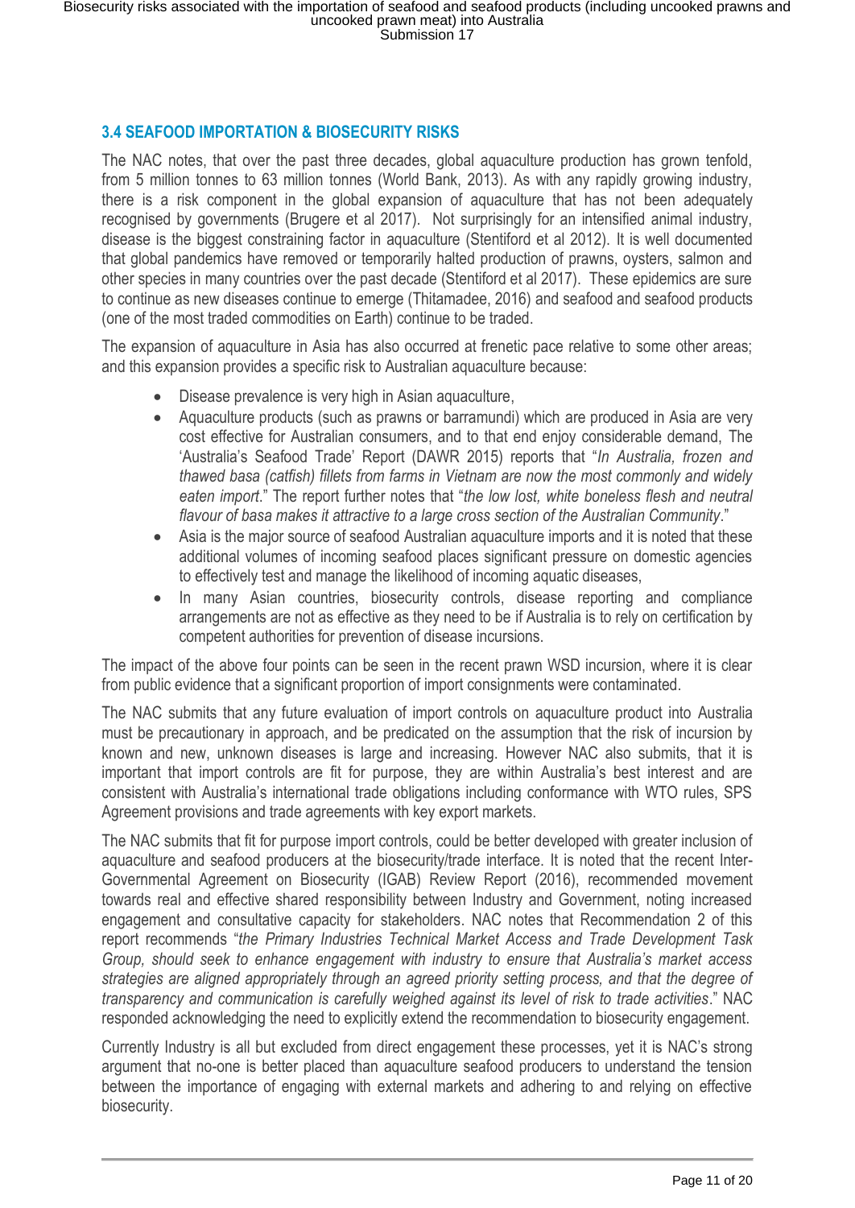### 3.4 SEAFOOD IMPORTATION & BIOSECURITY RISKS

The NAC notes, that over the past three decades, global aquaculture production has grown tenfold, from 5 million tonnes to 63 million tonnes (World Bank, 2013). As with any rapidly growing industry, there is a risk component in the global expansion of aquaculture that has not been adequately recognised by governments (Brugere et al 2017). Not surprisingly for an intensified animal industry, disease is the biggest constraining factor in aquaculture (Stentiford et al 2012). It is well documented that global pandemics have removed or temporarily halted production of prawns, oysters, salmon and other species in many countries over the past decade (Stentiford et al 2017). These epidemics are sure to continue as new diseases continue to emerge (Thitamadee, 2016) and seafood and seafood products (one of the most traded commodities on Earth) continue to be traded.

The expansion of aquaculture in Asia has also occurred at frenetic pace relative to some other areas; and this expansion provides a specific risk to Australian aquaculture because:

- Disease prevalence is very high in Asian aquaculture,
- Aquaculture products (such as prawns or barramundi) which are produced in Asia are very cost effective for Australian consumers, and to that end enjoy considerable demand, The 'Australia's Seafood Trade' Report (DAWR 2015) reports that "*In Australia, frozen and thawed basa (catfish) fillets from farms in Vietnam are now the most commonly and widely eaten import*." The report further notes that "*the low lost, white boneless flesh and neutral flavour of basa makes it attractive to a large cross section of the Australian Community*."
- Asia is the major source of seafood Australian aquaculture imports and it is noted that these additional volumes of incoming seafood places significant pressure on domestic agencies to effectively test and manage the likelihood of incoming aquatic diseases,
- In many Asian countries, biosecurity controls, disease reporting and compliance arrangements are not as effective as they need to be if Australia is to rely on certification by competent authorities for prevention of disease incursions.

The impact of the above four points can be seen in the recent prawn WSD incursion, where it is clear from public evidence that a significant proportion of import consignments were contaminated.

The NAC submits that any future evaluation of import controls on aquaculture product into Australia must be precautionary in approach, and be predicated on the assumption that the risk of incursion by known and new, unknown diseases is large and increasing. However NAC also submits, that it is important that import controls are fit for purpose, they are within Australia's best interest and are consistent with Australia's international trade obligations including conformance with WTO rules, SPS Agreement provisions and trade agreements with key export markets.

The NAC submits that fit for purpose import controls, could be better developed with greater inclusion of aquaculture and seafood producers at the biosecurity/trade interface. It is noted that the recent Inter-Governmental Agreement on Biosecurity (IGAB) Review Report (2016), recommended movement towards real and effective shared responsibility between Industry and Government, noting increased engagement and consultative capacity for stakeholders. NAC notes that Recommendation 2 of this report recommends "*the Primary Industries Technical Market Access and Trade Development Task Group, should seek to enhance engagement with industry to ensure that Australia's market access strategies are aligned appropriately through an agreed priority setting process, and that the degree of transparency and communication is carefully weighed against its level of risk to trade activities*." NAC responded acknowledging the need to explicitly extend the recommendation to biosecurity engagement.

Currently Industry is all but excluded from direct engagement these processes, yet it is NAC's strong argument that no-one is better placed than aquaculture seafood producers to understand the tension between the importance of engaging with external markets and adhering to and relying on effective biosecurity.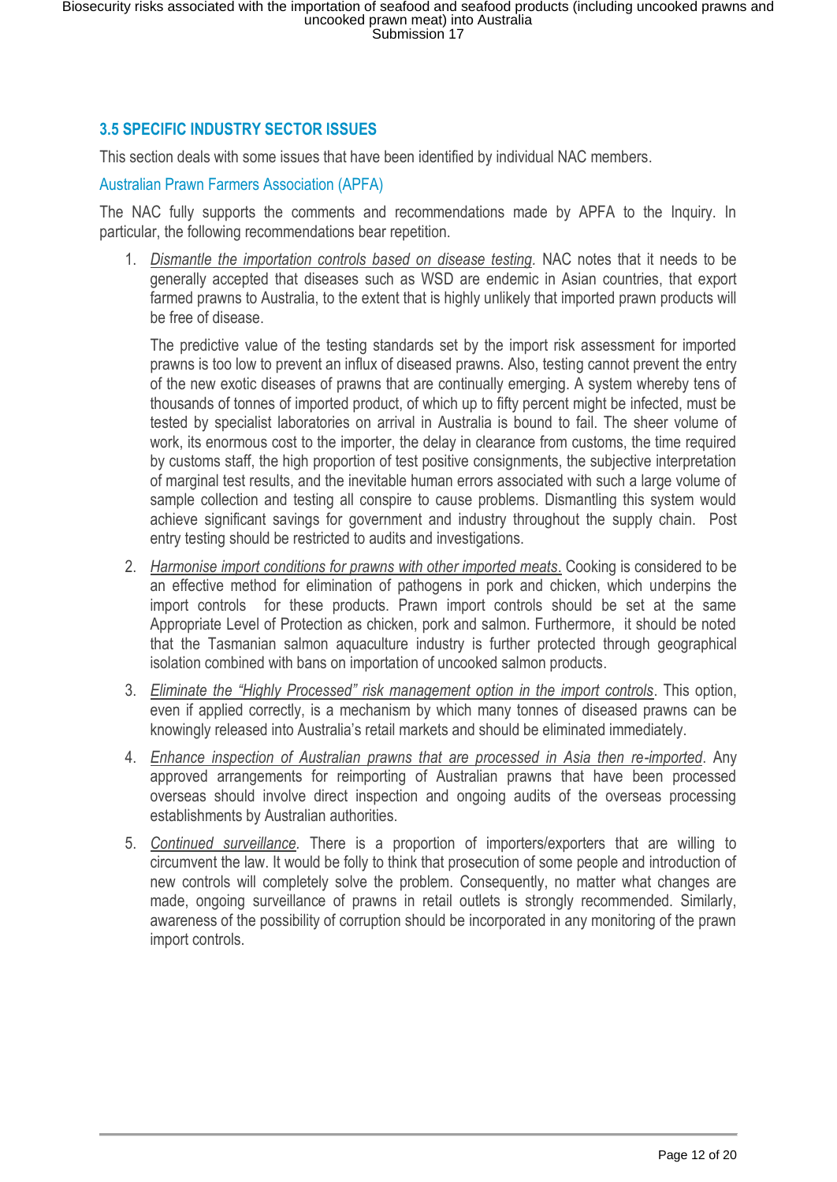### 3.5 SPECIFIC INDUSTRY SECTOR ISSUES

This section deals with some issues that have been identified by individual NAC members.

#### Australian Prawn Farmers Association (APFA)

The NAC fully supports the comments and recommendations made by APFA to the Inquiry. In particular, the following recommendations bear repetition.

1. *Dismantle the importation controls based on disease testing.* NAC notes that it needs to be generally accepted that diseases such as WSD are endemic in Asian countries, that export farmed prawns to Australia, to the extent that is highly unlikely that imported prawn products will be free of disease.

   The predictive value of the testing standards set by the import risk assessment for imported prawns is too low to prevent an influx of diseased prawns. Also, testing cannot prevent the entry of the new exotic diseases of prawns that are continually emerging. A system whereby tens of thousands of tonnes of imported product, of which up to fifty percent might be infected, must be tested by specialist laboratories on arrival in Australia is bound to fail. The sheer volume of work, its enormous cost to the importer, the delay in clearance from customs, the time required by customs staff, the high proportion of test positive consignments, the subjective interpretation of marginal test results, and the inevitable human errors associated with such a large volume of sample collection and testing all conspire to cause problems. Dismantling this system would achieve significant savings for government and industry throughout the supply chain. Post entry testing should be restricted to audits and investigations.

2. *Harmonise import conditions for prawns with other imported meats.* Cooking is considered to be an effective method for elimination of pathogens in pork and chicken, which underpins the import controls for these products. Prawn import controls should be set at the same Appropriate Level of Protection as chicken, pork and salmon. Furthermore, it should be noted that the Tasmanian salmon aquaculture industry is further protected through geographical isolation combined with bans on importation of uncooked salmon products.

3. *Eliminate the "Highly Processed" risk management option in the import controls.* This option, even if applied correctly, is a mechanism by which many tonnes of diseased prawns can be knowingly released into Australia's retail markets and should be eliminated immediately.

4. *Enhance inspection of Australian prawns that are processed in Asia then re-imported.* Any approved arrangements for reimporting of Australian prawns that have been processed overseas should involve direct inspection and ongoing audits of the overseas processing establishments by Australian authorities.

5. *Continued surveillance.* There is a proportion of importers/exporters that are willing to circumvent the law. It would be folly to think that prosecution of some people and introduction of new controls will completely solve the problem. Consequently, no matter what changes are made, ongoing surveillance of prawns in retail outlets is strongly recommended. Similarly, awareness of the possibility of corruption should be incorporated in any monitoring of the prawn import controls.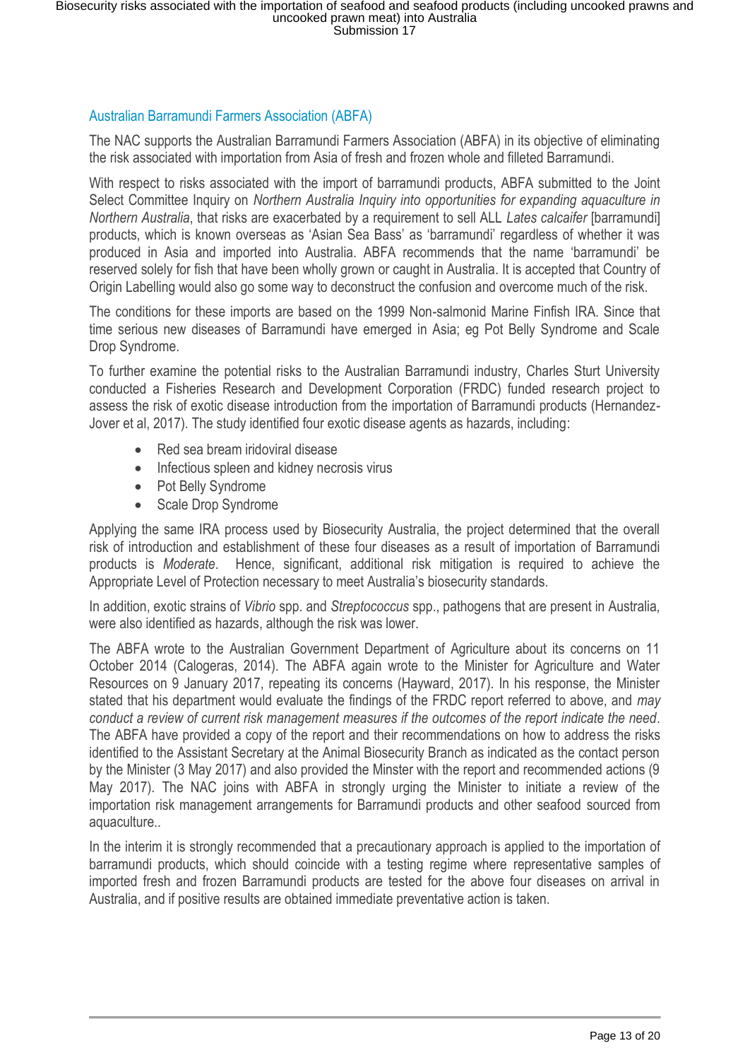## Australian Barramundi Farmers Association (ABFA)

The NAC supports the Australian Barramundi Farmers Association (ABFA) in its objective of eliminating the risk associated with importation from Asia of fresh and frozen whole and filleted Barramundi.

With respect to risks associated with the import of barramundi products, ABFA submitted to the Joint Select Committee Inquiry on *Northern Australia Inquiry into opportunities for expanding aquaculture in Northern Australia*, that risks are exacerbated by a requirement to sell ALL *Lates calcaifer* [barramundi] products, which is known overseas as 'Asian Sea Bass' as 'barramundi' regardless of whether it was produced in Asia and imported into Australia. ABFA recommends that the name 'barramundi' be reserved solely for fish that have been wholly grown or caught in Australia. It is accepted that Country of Origin Labelling would also go some way to deconstruct the confusion and overcome much of the risk.

The conditions for these imports are based on the 1999 Non-salmonid Marine Finfish IRA. Since that time serious new diseases of Barramundi have emerged in Asia; eg Pot Belly Syndrome and Scale Drop Syndrome.

To further examine the potential risks to the Australian Barramundi industry, Charles Sturt University conducted a Fisheries Research and Development Corporation (FRDC) funded research project to assess the risk of exotic disease introduction from the importation of Barramundi products (Hernandez-Jover et al, 2017). The study identified four exotic disease agents as hazards, including:

- Red sea bream iridoviral disease
- Infectious spleen and kidney necrosis virus
- Pot Belly Syndrome
- Scale Drop Syndrome

Applying the same IRA process used by Biosecurity Australia, the project determined that the overall risk of introduction and establishment of these four diseases as a result of importation of Barramundi products is *Moderate*. Hence, significant, additional risk mitigation is required to achieve the Appropriate Level of Protection necessary to meet Australia's biosecurity standards.

In addition, exotic strains of *Vibrio* spp. and *Streptococcus* spp., pathogens that are present in Australia, were also identified as hazards, although the risk was lower.

The ABFA wrote to the Australian Government Department of Agriculture about its concerns on 11 October 2014 (Calogeras, 2014). The ABFA again wrote to the Minister for Agriculture and Water Resources on 9 January 2017, repeating its concerns (Hayward, 2017). In his response, the Minister stated that his department would evaluate the findings of the FRDC report referred to above, and *may conduct a review of current risk management measures if the outcomes of the report indicate the need*. The ABFA have provided a copy of the report and their recommendations on how to address the risks identified to the Assistant Secretary at the Animal Biosecurity Branch as indicated as the contact person by the Minister (3 May 2017) and also provided the Minster with the report and recommended actions (9 May 2017). The NAC joins with ABFA in strongly urging the Minister to initiate a review of the importation risk management arrangements for Barramundi products and other seafood sourced from aquaculture..

In the interim it is strongly recommended that a precautionary approach is applied to the importation of barramundi products, which should coincide with a testing regime where representative samples of imported fresh and frozen Barramundi products are tested for the above four diseases on arrival in Australia, and if positive results are obtained immediate preventative action is taken.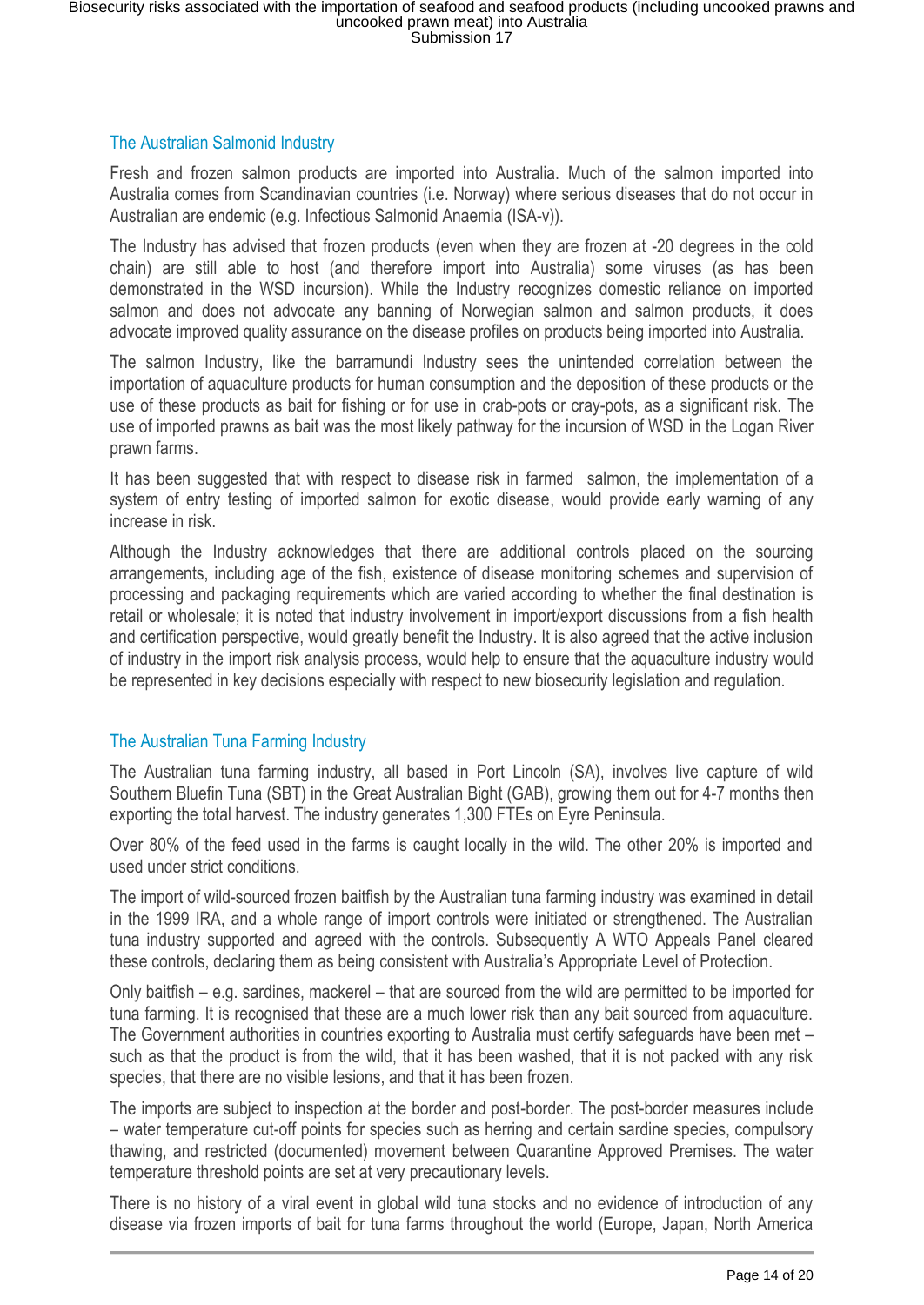## The Australian Salmonid Industry

Fresh and frozen salmon products are imported into Australia. Much of the salmon imported into Australia comes from Scandinavian countries (i.e. Norway) where serious diseases that do not occur in Australian are endemic (e.g. Infectious Salmonid Anaemia (ISA-v)).

The Industry has advised that frozen products (even when they are frozen at -20 degrees in the cold chain) are still able to host (and therefore import into Australia) some viruses (as has been demonstrated in the WSD incursion). While the Industry recognizes domestic reliance on imported salmon and does not advocate any banning of Norwegian salmon and salmon products, it does advocate improved quality assurance on the disease profiles on products being imported into Australia.

The salmon Industry, like the barramundi Industry sees the unintended correlation between the importation of aquaculture products for human consumption and the deposition of these products or the use of these products as bait for fishing or for use in crab-pots or cray-pots, as a significant risk. The use of imported prawns as bait was the most likely pathway for the incursion of WSD in the Logan River prawn farms.

It has been suggested that with respect to disease risk in farmed salmon, the implementation of a system of entry testing of imported salmon for exotic disease, would provide early warning of any increase in risk.

Although the Industry acknowledges that there are additional controls placed on the sourcing arrangements, including age of the fish, existence of disease monitoring schemes and supervision of processing and packaging requirements which are varied according to whether the final destination is retail or wholesale; it is noted that industry involvement in import/export discussions from a fish health and certification perspective, would greatly benefit the Industry. It is also agreed that the active inclusion of industry in the import risk analysis process, would help to ensure that the aquaculture industry would be represented in key decisions especially with respect to new biosecurity legislation and regulation.

## The Australian Tuna Farming Industry

The Australian tuna farming industry, all based in Port Lincoln (SA), involves live capture of wild Southern Bluefin Tuna (SBT) in the Great Australian Bight (GAB), growing them out for 4-7 months then exporting the total harvest. The industry generates 1,300 FTEs on Eyre Peninsula.

Over 80% of the feed used in the farms is caught locally in the wild. The other 20% is imported and used under strict conditions.

The import of wild-sourced frozen baitfish by the Australian tuna farming industry was examined in detail in the 1999 IRA, and a whole range of import controls were initiated or strengthened. The Australian tuna industry supported and agreed with the controls. Subsequently A WTO Appeals Panel cleared these controls, declaring them as being consistent with Australia's Appropriate Level of Protection.

Only baitfish – e.g. sardines, mackerel – that are sourced from the wild are permitted to be imported for tuna farming. It is recognised that these are a much lower risk than any bait sourced from aquaculture. The Government authorities in countries exporting to Australia must certify safeguards have been met – such as that the product is from the wild, that it has been washed, that it is not packed with any risk species, that there are no visible lesions, and that it has been frozen.

The imports are subject to inspection at the border and post-border. The post-border measures include – water temperature cut-off points for species such as herring and certain sardine species, compulsory thawing, and restricted (documented) movement between Quarantine Approved Premises. The water temperature threshold points are set at very precautionary levels.

There is no history of a viral event in global wild tuna stocks and no evidence of introduction of any disease via frozen imports of bait for tuna farms throughout the world (Europe, Japan, North America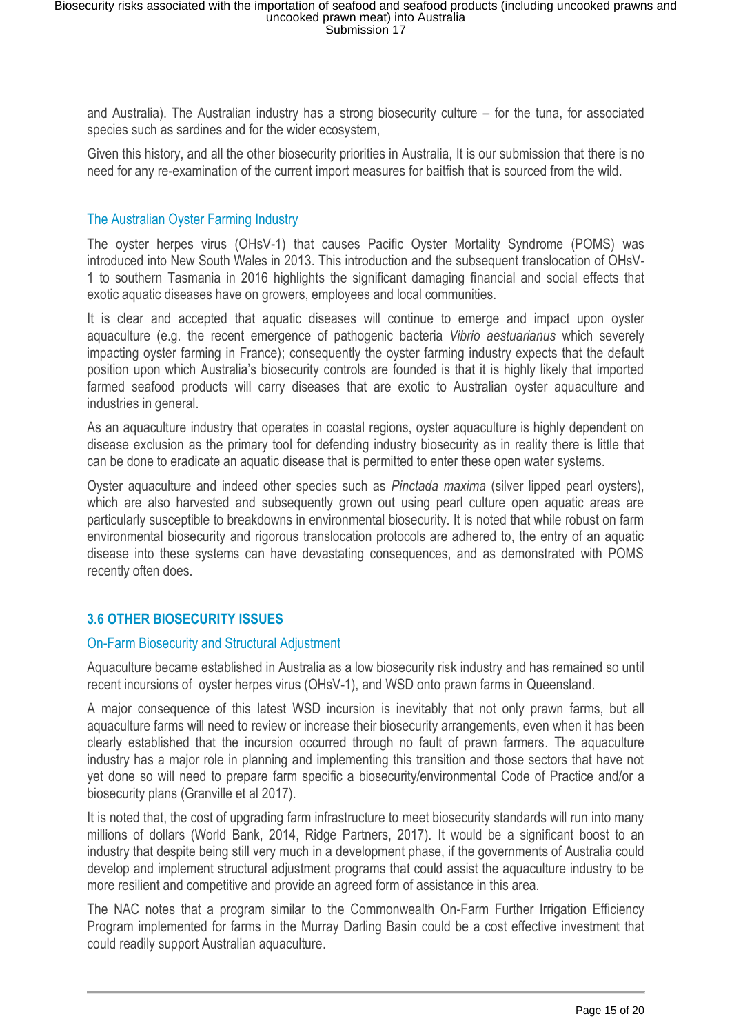and Australia). The Australian industry has a strong biosecurity culture – for the tuna, for associated species such as sardines and for the wider ecosystem,

Given this history, and all the other biosecurity priorities in Australia, It is our submission that there is no need for any re-examination of the current import measures for baitfish that is sourced from the wild.

### The Australian Oyster Farming Industry

The oyster herpes virus (OHsV-1) that causes Pacific Oyster Mortality Syndrome (POMS) was introduced into New South Wales in 2013. This introduction and the subsequent translocation of OHsV-1 to southern Tasmania in 2016 highlights the significant damaging financial and social effects that exotic aquatic diseases have on growers, employees and local communities.

It is clear and accepted that aquatic diseases will continue to emerge and impact upon oyster aquaculture (e.g. the recent emergence of pathogenic bacteria *Vibrio aestuarianus* which severely impacting oyster farming in France); consequently the oyster farming industry expects that the default position upon which Australia's biosecurity controls are founded is that it is highly likely that imported farmed seafood products will carry diseases that are exotic to Australian oyster aquaculture and industries in general.

As an aquaculture industry that operates in coastal regions, oyster aquaculture is highly dependent on disease exclusion as the primary tool for defending industry biosecurity as in reality there is little that can be done to eradicate an aquatic disease that is permitted to enter these open water systems.

Oyster aquaculture and indeed other species such as *Pinctada maxima* (silver lipped pearl oysters), which are also harvested and subsequently grown out using pearl culture open aquatic areas are particularly susceptible to breakdowns in environmental biosecurity. It is noted that while robust on farm environmental biosecurity and rigorous translocation protocols are adhered to, the entry of an aquatic disease into these systems can have devastating consequences, and as demonstrated with POMS recently often does.

## 3.6 OTHER BIOSECURITY ISSUES

### On-Farm Biosecurity and Structural Adjustment

Aquaculture became established in Australia as a low biosecurity risk industry and has remained so until recent incursions of oyster herpes virus (OHsV-1), and WSD onto prawn farms in Queensland.

A major consequence of this latest WSD incursion is inevitably that not only prawn farms, but all aquaculture farms will need to review or increase their biosecurity arrangements, even when it has been clearly established that the incursion occurred through no fault of prawn farmers. The aquaculture industry has a major role in planning and implementing this transition and those sectors that have not yet done so will need to prepare farm specific a biosecurity/environmental Code of Practice and/or a biosecurity plans (Granville et al 2017).

It is noted that, the cost of upgrading farm infrastructure to meet biosecurity standards will run into many millions of dollars (World Bank, 2014, Ridge Partners, 2017). It would be a significant boost to an industry that despite being still very much in a development phase, if the governments of Australia could develop and implement structural adjustment programs that could assist the aquaculture industry to be more resilient and competitive and provide an agreed form of assistance in this area.

The NAC notes that a program similar to the Commonwealth On-Farm Further Irrigation Efficiency Program implemented for farms in the Murray Darling Basin could be a cost effective investment that could readily support Australian aquaculture.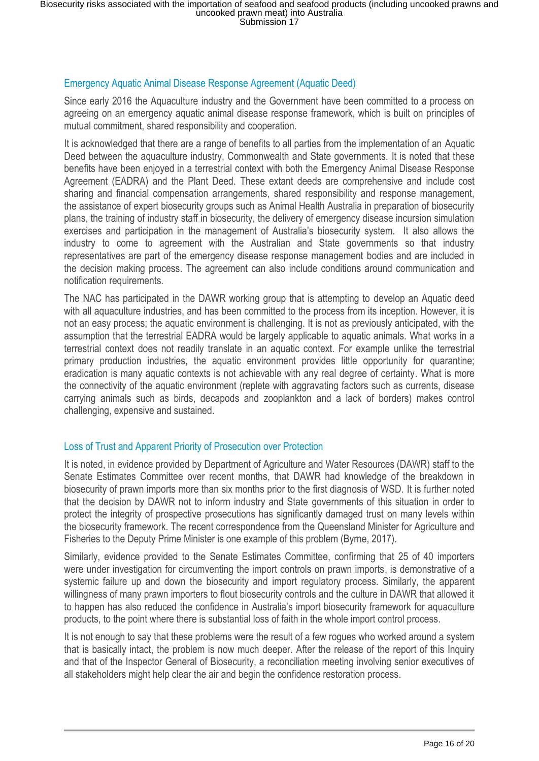## Emergency Aquatic Animal Disease Response Agreement (Aquatic Deed)

Since early 2016 the Aquaculture industry and the Government have been committed to a process on agreeing on an emergency aquatic animal disease response framework, which is built on principles of mutual commitment, shared responsibility and cooperation.

It is acknowledged that there are a range of benefits to all parties from the implementation of an Aquatic Deed between the aquaculture industry, Commonwealth and State governments. It is noted that these benefits have been enjoyed in a terrestrial context with both the Emergency Animal Disease Response Agreement (EADRA) and the Plant Deed. These extant deeds are comprehensive and include cost sharing and financial compensation arrangements, shared responsibility and response management, the assistance of expert biosecurity groups such as Animal Health Australia in preparation of biosecurity plans, the training of industry staff in biosecurity, the delivery of emergency disease incursion simulation exercises and participation in the management of Australia's biosecurity system. It also allows the industry to come to agreement with the Australian and State governments so that industry representatives are part of the emergency disease response management bodies and are included in the decision making process. The agreement can also include conditions around communication and notification requirements.

The NAC has participated in the DAWR working group that is attempting to develop an Aquatic deed with all aquaculture industries, and has been committed to the process from its inception. However, it is not an easy process; the aquatic environment is challenging. It is not as previously anticipated, with the assumption that the terrestrial EADRA would be largely applicable to aquatic animals. What works in a terrestrial context does not readily translate in an aquatic context. For example unlike the terrestrial primary production industries, the aquatic environment provides little opportunity for quarantine; eradication is many aquatic contexts is not achievable with any real degree of certainty. What is more the connectivity of the aquatic environment (replete with aggravating factors such as currents, disease carrying animals such as birds, decapods and zooplankton and a lack of borders) makes control challenging, expensive and sustained.

## Loss of Trust and Apparent Priority of Prosecution over Protection

It is noted, in evidence provided by Department of Agriculture and Water Resources (DAWR) staff to the Senate Estimates Committee over recent months, that DAWR had knowledge of the breakdown in biosecurity of prawn imports more than six months prior to the first diagnosis of WSD. It is further noted that the decision by DAWR not to inform industry and State governments of this situation in order to protect the integrity of prospective prosecutions has significantly damaged trust on many levels within the biosecurity framework. The recent correspondence from the Queensland Minister for Agriculture and Fisheries to the Deputy Prime Minister is one example of this problem (Byrne, 2017).

Similarly, evidence provided to the Senate Estimates Committee, confirming that 25 of 40 importers were under investigation for circumventing the import controls on prawn imports, is demonstrative of a systemic failure up and down the biosecurity and import regulatory process. Similarly, the apparent willingness of many prawn importers to flout biosecurity controls and the culture in DAWR that allowed it to happen has also reduced the confidence in Australia's import biosecurity framework for aquaculture products, to the point where there is substantial loss of faith in the whole import control process.

It is not enough to say that these problems were the result of a few rogues who worked around a system that is basically intact, the problem is now much deeper. After the release of the report of this Inquiry and that of the Inspector General of Biosecurity, a reconciliation meeting involving senior executives of all stakeholders might help clear the air and begin the confidence restoration process.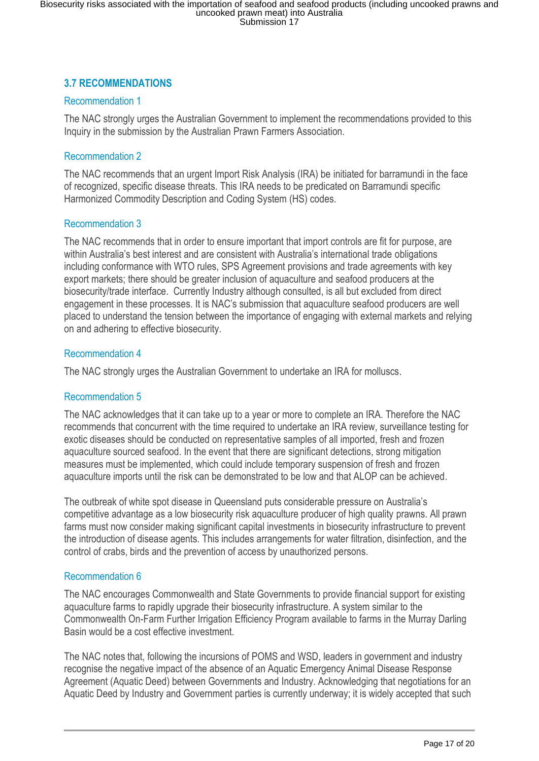## 3.7 RECOMMENDATIONS

### Recommendation 1

The NAC strongly urges the Australian Government to implement the recommendations provided to this Inquiry in the submission by the Australian Prawn Farmers Association.

### Recommendation 2

The NAC recommends that an urgent Import Risk Analysis (IRA) be initiated for barramundi in the face of recognized, specific disease threats. This IRA needs to be predicated on Barramundi specific Harmonized Commodity Description and Coding System (HS) codes.

### Recommendation 3

The NAC recommends that in order to ensure important that import controls are fit for purpose, are within Australia's best interest and are consistent with Australia's international trade obligations including conformance with WTO rules, SPS Agreement provisions and trade agreements with key export markets; there should be greater inclusion of aquaculture and seafood producers at the biosecurity/trade interface. Currently Industry although consulted, is all but excluded from direct engagement in these processes. It is NAC's submission that aquaculture seafood producers are well placed to understand the tension between the importance of engaging with external markets and relying on and adhering to effective biosecurity.

### Recommendation 4

The NAC strongly urges the Australian Government to undertake an IRA for molluscs.

### Recommendation 5

The NAC acknowledges that it can take up to a year or more to complete an IRA. Therefore the NAC recommends that concurrent with the time required to undertake an IRA review, surveillance testing for exotic diseases should be conducted on representative samples of all imported, fresh and frozen aquaculture sourced seafood. In the event that there are significant detections, strong mitigation measures must be implemented, which could include temporary suspension of fresh and frozen aquaculture imports until the risk can be demonstrated to be low and that ALOP can be achieved.

The outbreak of white spot disease in Queensland puts considerable pressure on Australia's competitive advantage as a low biosecurity risk aquaculture producer of high quality prawns. All prawn farms must now consider making significant capital investments in biosecurity infrastructure to prevent the introduction of disease agents. This includes arrangements for water filtration, disinfection, and the control of crabs, birds and the prevention of access by unauthorized persons.

### Recommendation 6

The NAC encourages Commonwealth and State Governments to provide financial support for existing aquaculture farms to rapidly upgrade their biosecurity infrastructure. A system similar to the Commonwealth On-Farm Further Irrigation Efficiency Program available to farms in the Murray Darling Basin would be a cost effective investment.

The NAC notes that, following the incursions of POMS and WSD, leaders in government and industry recognise the negative impact of the absence of an Aquatic Emergency Animal Disease Response Agreement (Aquatic Deed) between Governments and Industry. Acknowledging that negotiations for an Aquatic Deed by Industry and Government parties is currently underway; it is widely accepted that such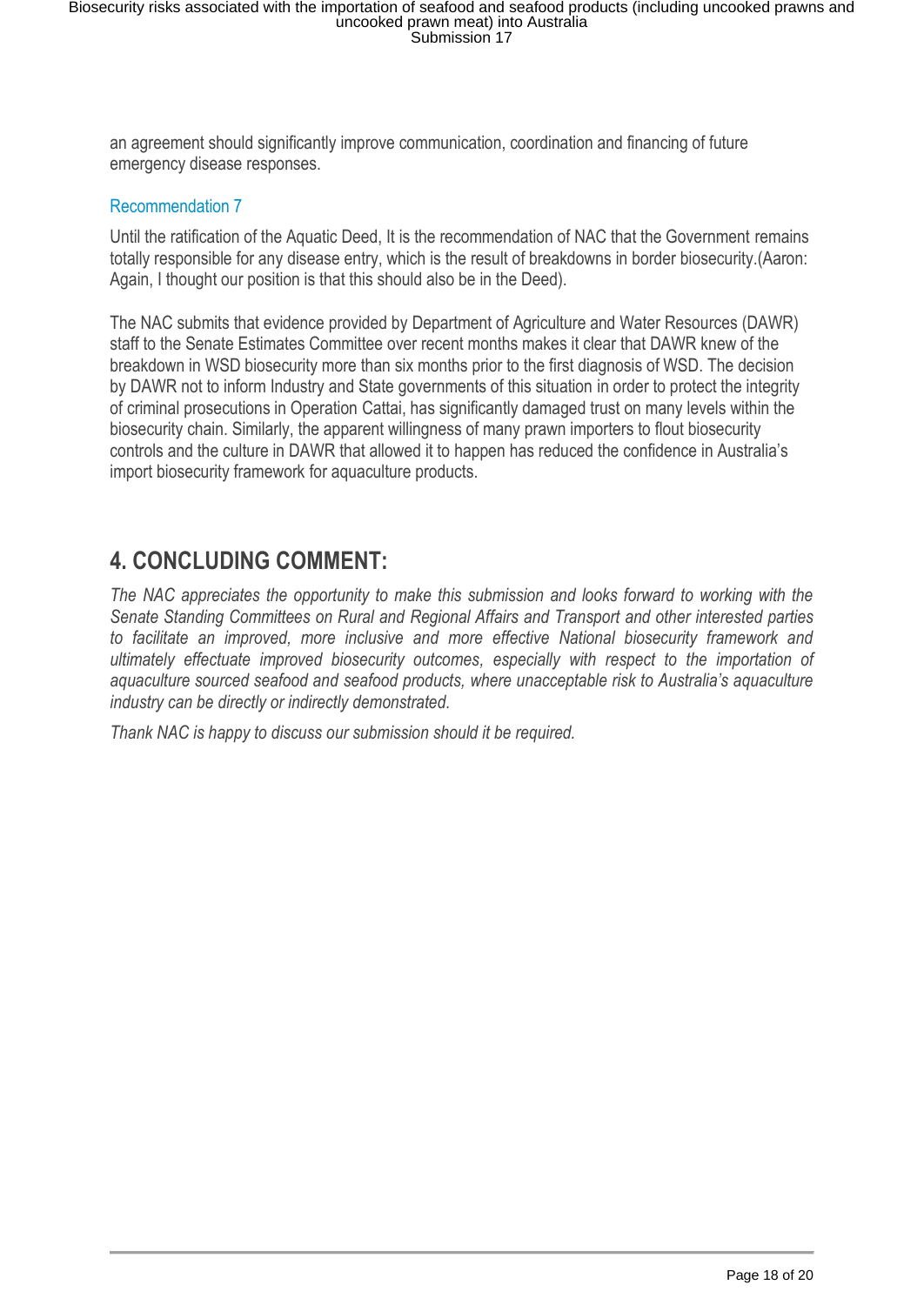an agreement should significantly improve communication, coordination and financing of future emergency disease responses.

### Recommendation 7

Until the ratification of the Aquatic Deed, It is the recommendation of NAC that the Government remains totally responsible for any disease entry, which is the result of breakdowns in border biosecurity.(Aaron: Again, I thought our position is that this should also be in the Deed).

The NAC submits that evidence provided by Department of Agriculture and Water Resources (DAWR) staff to the Senate Estimates Committee over recent months makes it clear that DAWR knew of the breakdown in WSD biosecurity more than six months prior to the first diagnosis of WSD. The decision by DAWR not to inform Industry and State governments of this situation in order to protect the integrity of criminal prosecutions in Operation Cattai, has significantly damaged trust on many levels within the biosecurity chain. Similarly, the apparent willingness of many prawn importers to flout biosecurity controls and the culture in DAWR that allowed it to happen has reduced the confidence in Australia's import biosecurity framework for aquaculture products.

## 4. CONCLUDING COMMENT:

*The NAC appreciates the opportunity to make this submission and looks forward to working with the Senate Standing Committees on Rural and Regional Affairs and Transport and other interested parties to facilitate an improved, more inclusive and more effective National biosecurity framework and ultimately effectuate improved biosecurity outcomes, especially with respect to the importation of aquaculture sourced seafood and seafood products, where unacceptable risk to Australia's aquaculture industry can be directly or indirectly demonstrated.*

*Thank NAC is happy to discuss our submission should it be required.*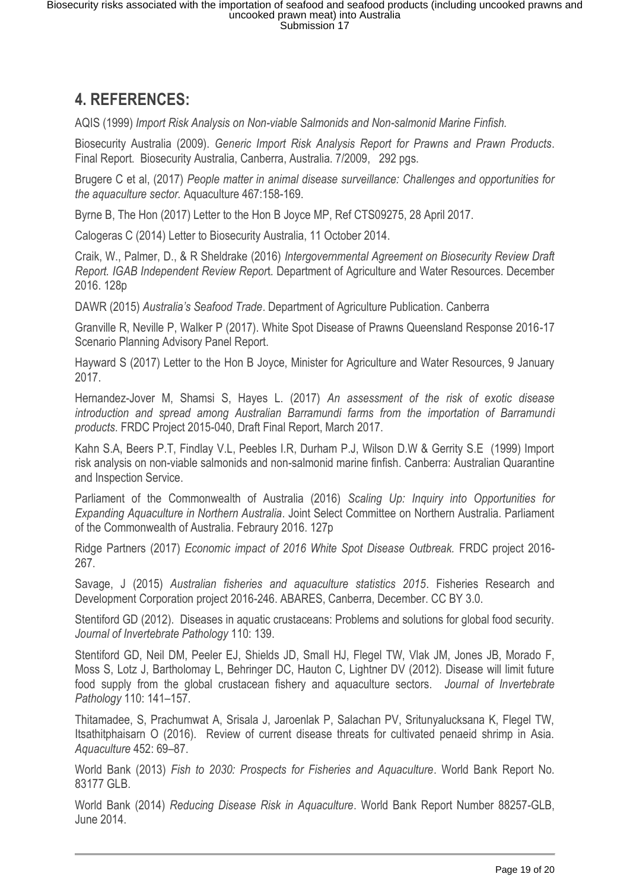## 4. REFERENCES:

AQIS (1999) *Import Risk Analysis on Non-viable Salmonids and Non-salmonid Marine Finfish.*

Biosecurity Australia (2009). *Generic Import Risk Analysis Report for Prawns and Prawn Products*. Final Report. Biosecurity Australia, Canberra, Australia. 7/2009, 292 pgs.

Brugere C et al, (2017) *People matter in animal disease surveillance: Challenges and opportunities for the aquaculture sector.* Aquaculture 467:158-169.

Byrne B, The Hon (2017) Letter to the Hon B Joyce MP, Ref CTS09275, 28 April 2017.

Calogeras C (2014) Letter to Biosecurity Australia, 11 October 2014.

Craik, W., Palmer, D., & R Sheldrake (2016) *Intergovernmental Agreement on Biosecurity Review Draft Report. IGAB Independent Review Repor*t. Department of Agriculture and Water Resources. December 2016. 128p

DAWR (2015) *Australia's Seafood Trade*. Department of Agriculture Publication. Canberra

Granville R, Neville P, Walker P (2017). White Spot Disease of Prawns Queensland Response 2016-17 Scenario Planning Advisory Panel Report.

Hayward S (2017) Letter to the Hon B Joyce, Minister for Agriculture and Water Resources, 9 January 2017.

Hernandez-Jover M, Shamsi S, Hayes L. (2017) *An assessment of the risk of exotic disease introduction and spread among Australian Barramundi farms from the importation of Barramundi products*. FRDC Project 2015-040, Draft Final Report, March 2017.

Kahn S.A, Beers P.T, Findlay V.L, Peebles I.R, Durham P.J, Wilson D.W & Gerrity S.E (1999) Import risk analysis on non-viable salmonids and non-salmonid marine finfish. Canberra: Australian Quarantine and Inspection Service.

Parliament of the Commonwealth of Australia (2016) *Scaling Up: Inquiry into Opportunities for Expanding Aquaculture in Northern Australia*. Joint Select Committee on Northern Australia. Parliament of the Commonwealth of Australia. Febraury 2016. 127p

Ridge Partners (2017) *Economic impact of 2016 White Spot Disease Outbreak.* FRDC project 2016-267.

Savage, J (2015) *Australian fisheries and aquaculture statistics 2015*. Fisheries Research and Development Corporation project 2016-246. ABARES, Canberra, December. CC BY 3.0.

Stentiford GD (2012). Diseases in aquatic crustaceans: Problems and solutions for global food security. *Journal of Invertebrate Pathology* 110: 139.

Stentiford GD, Neil DM, Peeler EJ, Shields JD, Small HJ, Flegel TW, Vlak JM, Jones JB, Morado F, Moss S, Lotz J, Bartholomay L, Behringer DC, Hauton C, Lightner DV (2012). Disease will limit future food supply from the global crustacean fishery and aquaculture sectors. *Journal of Invertebrate Pathology* 110: 141–157.

Thitamadee, S, Prachumwat A, Srisala J, Jaroenlak P, Salachan PV, Sritunyalucksana K, Flegel TW, Itsathitphaisarn O (2016). Review of current disease threats for cultivated penaeid shrimp in Asia. *Aquaculture* 452: 69–87.

World Bank (2013) *Fish to 2030: Prospects for Fisheries and Aquaculture*. World Bank Report No. 83177 GLB.

World Bank (2014) *Reducing Disease Risk in Aquaculture*. World Bank Report Number 88257-GLB, June 2014.